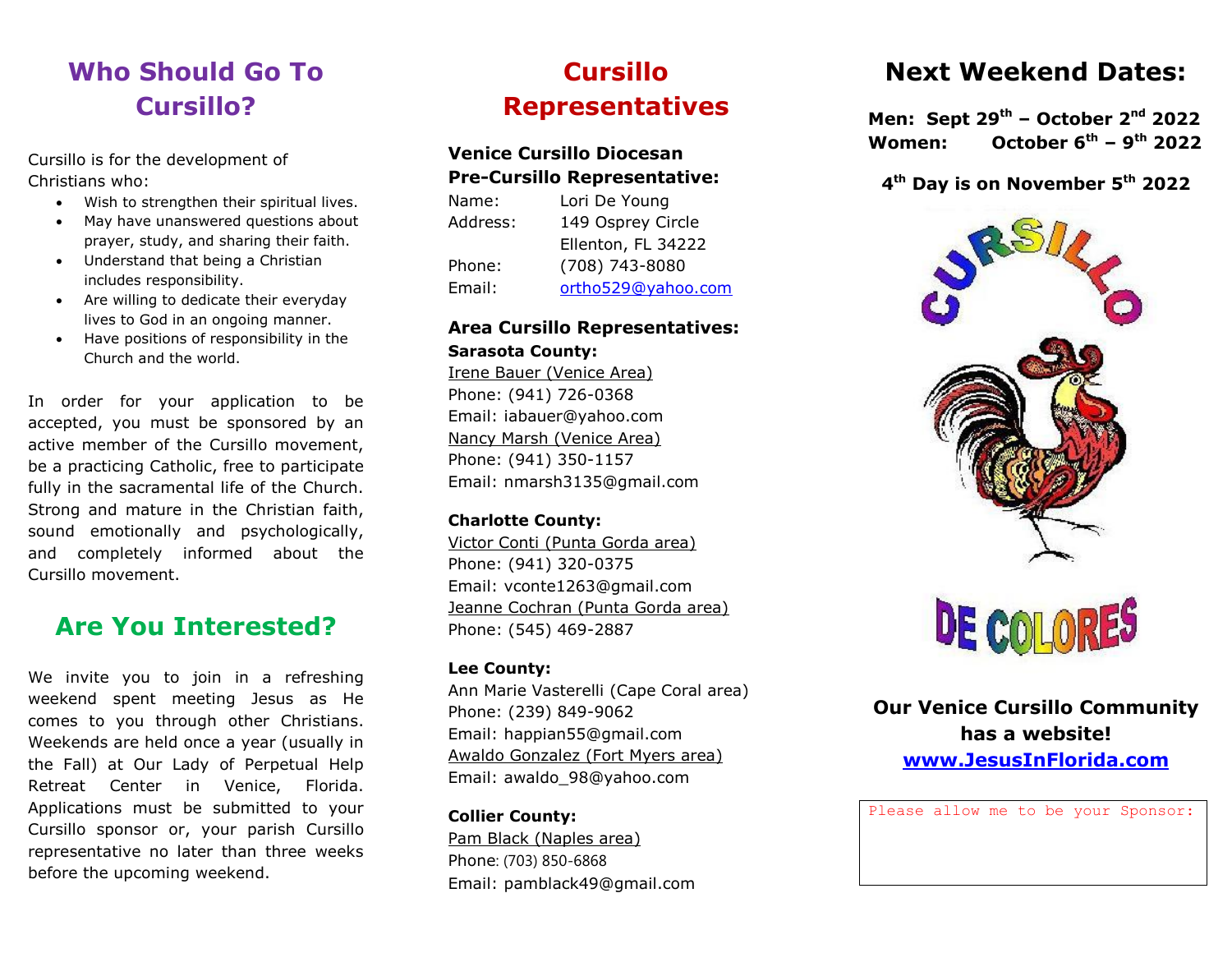## Who Should Go To Cursillo?

Cursillo is for the development of Christians who:

- Wish to strengthen their spiritual lives.
- May have unanswered questions about prayer, study, and sharing their faith.
- Understand that being a Christian includes responsibility.
- Are willing to dedicate their everyday lives to God in an ongoing manner.
- Have positions of responsibility in the Church and the world.

In order for your application to be accepted, you must be sponsored by an active member of the Cursillo movement, be a practicing Catholic, free to participate fully in the sacramental life of the Church. Strong and mature in the Christian faith, sound emotionally and psychologically, and completely informed about the Cursillo movement.

## Are You Interested?

We invite you to join in a refreshing weekend spent meeting Jesus as He comes to you through other Christians. Weekends are held once a year (usually in the Fall) at Our Lady of Perpetual Help Retreat Center in Venice, Florida. Applications must be submitted to your Cursillo sponsor or, your parish Cursillo representative no later than three weeks before the upcoming weekend.

## Cursillo Representatives

### Venice Cursillo Diocesan Pre-Cursillo Representative:

Name: Lori De Young
Address: 149 Osprey Circle
Ellenton, FL 34222
Phone: (708) 743-8080
Email: ortho529@yahoo.com

### Area Cursillo Representatives:

**Sarasota County:**

Irene Bauer (Venice Area)
Phone: (941) 726-0368
Email: iabauer@yahoo.com
Nancy Marsh (Venice Area)
Phone: (941) 350-1157
Email: nmarsh3135@gmail.com

**Charlotte County:**

Victor Conti (Punta Gorda area)
Phone: (941) 320-0375
Email: vconte1263@gmail.com
Jeanne Cochran (Punta Gorda area)
Phone: (545) 469-2887

**Lee County:**

Ann Marie Vasterelli (Cape Coral area)
Phone: (239) 849-9062
Email: happian55@gmail.com
Awaldo Gonzalez (Fort Myers area)
Email: awaldo_98@yahoo.com

**Collier County:**

Pam Black (Naples area)
Phone: (703) 850-6868
Email: pamblack49@gmail.com

## Next Weekend Dates:

**Men: Sept 29th – October 2nd 2022**
**Women: October 6th – 9th 2022**

**4th Day is on November 5th 2022**

CURSILLO

DE COLORES

**Our Venice Cursillo Community has a website!**
**www.JesusInFlorida.com**

Please allow me to be your Sponsor: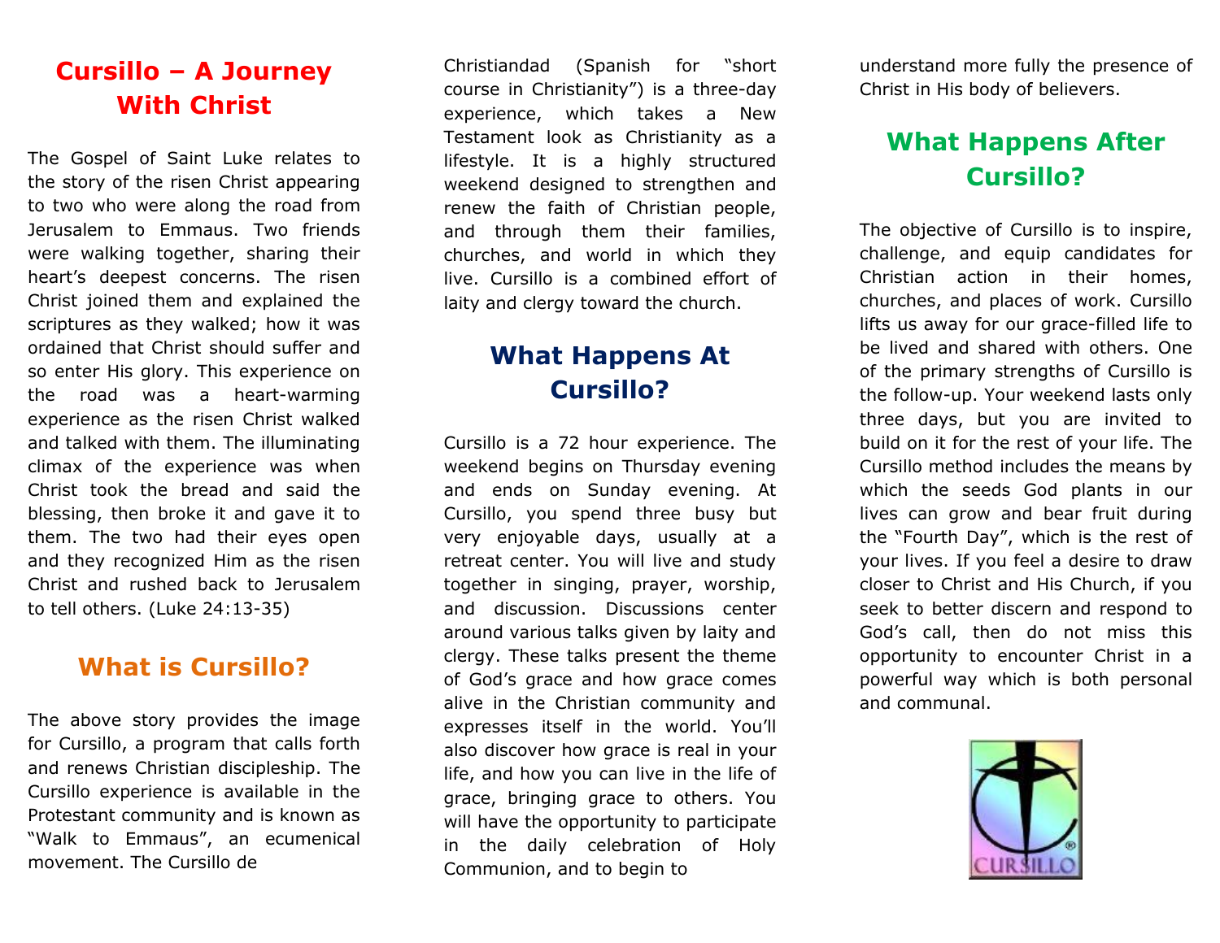# Cursillo – A Journey With Christ

The Gospel of Saint Luke relates to the story of the risen Christ appearing to two who were along the road from Jerusalem to Emmaus. Two friends were walking together, sharing their heart's deepest concerns. The risen Christ joined them and explained the scriptures as they walked; how it was ordained that Christ should suffer and so enter His glory. This experience on the road was a heart-warming experience as the risen Christ walked and talked with them. The illuminating climax of the experience was when Christ took the bread and said the blessing, then broke it and gave it to them. The two had their eyes open and they recognized Him as the risen Christ and rushed back to Jerusalem to tell others. (Luke 24:13-35)

## What is Cursillo?

The above story provides the image for Cursillo, a program that calls forth and renews Christian discipleship. The Cursillo experience is available in the Protestant community and is known as "Walk to Emmaus", an ecumenical movement. The Cursillo de Christiandad (Spanish for "short course in Christianity") is a three-day experience, which takes a New Testament look as Christianity as a lifestyle. It is a highly structured weekend designed to strengthen and renew the faith of Christian people, and through them their families, churches, and world in which they live. Cursillo is a combined effort of laity and clergy toward the church.

## What Happens At Cursillo?

Cursillo is a 72 hour experience. The weekend begins on Thursday evening and ends on Sunday evening. At Cursillo, you spend three busy but very enjoyable days, usually at a retreat center. You will live and study together in singing, prayer, worship, and discussion. Discussions center around various talks given by laity and clergy. These talks present the theme of God's grace and how grace comes alive in the Christian community and expresses itself in the world. You'll also discover how grace is real in your life, and how you can live in the life of grace, bringing grace to others. You will have the opportunity to participate in the daily celebration of Holy Communion, and to begin to understand more fully the presence of Christ in His body of believers.

## What Happens After Cursillo?

The objective of Cursillo is to inspire, challenge, and equip candidates for Christian action in their homes, churches, and places of work. Cursillo lifts us away for our grace-filled life to be lived and shared with others. One of the primary strengths of Cursillo is the follow-up. Your weekend lasts only three days, but you are invited to build on it for the rest of your life. The Cursillo method includes the means by which the seeds God plants in our lives can grow and bear fruit during the "Fourth Day", which is the rest of your lives. If you feel a desire to draw closer to Christ and His Church, if you seek to better discern and respond to God's call, then do not miss this opportunity to encounter Christ in a powerful way which is both personal and communal.

CURSILLO®